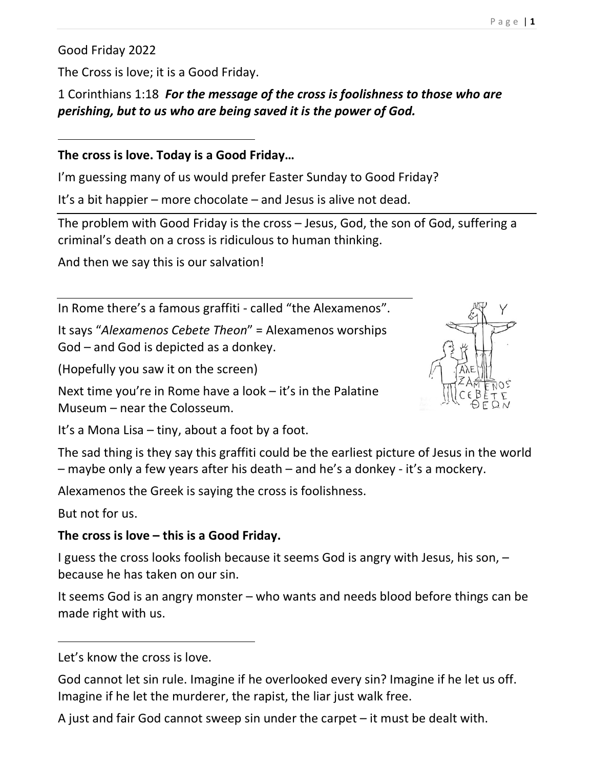Good Friday 2022

The Cross is love; it is a Good Friday.

1 Corinthians 1:18 ***For the message of the cross is foolishness to those who are perishing, but to us who are being saved it is the power of God.***

---

**The cross is love. Today is a Good Friday…**

I'm guessing many of us would prefer Easter Sunday to Good Friday?

It's a bit happier – more chocolate – and Jesus is alive not dead.

---

The problem with Good Friday is the cross – Jesus, God, the son of God, suffering a criminal's death on a cross is ridiculous to human thinking.

And then we say this is our salvation!

---

In Rome there's a famous graffiti - called "the Alexamenos".

It says "*Alexamenos Cebete Theon*" = Alexamenos worships God – and God is depicted as a donkey.

(Hopefully you saw it on the screen)

Next time you're in Rome have a look – it's in the Palatine Museum – near the Colosseum.

It's a Mona Lisa – tiny, about a foot by a foot.

The sad thing is they say this graffiti could be the earliest picture of Jesus in the world – maybe only a few years after his death – and he's a donkey - it's a mockery.

Alexamenos the Greek is saying the cross is foolishness.

But not for us.

**The cross is love – this is a Good Friday.**

I guess the cross looks foolish because it seems God is angry with Jesus, his son, – because he has taken on our sin.

It seems God is an angry monster – who wants and needs blood before things can be made right with us.

---

Let's know the cross is love.

God cannot let sin rule. Imagine if he overlooked every sin? Imagine if he let us off. Imagine if he let the murderer, the rapist, the liar just walk free.

A just and fair God cannot sweep sin under the carpet – it must be dealt with.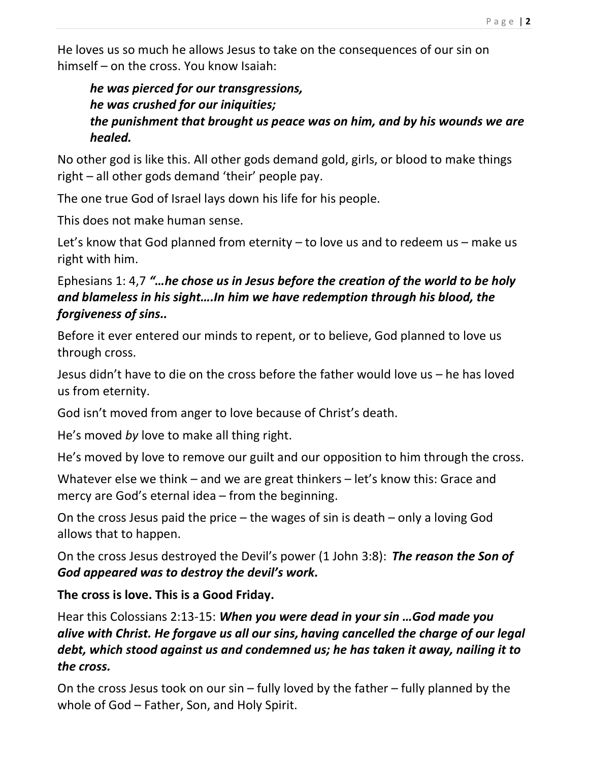He loves us so much he allows Jesus to take on the consequences of our sin on himself – on the cross. You know Isaiah:

> ***he was pierced for our transgressions,***
> ***he was crushed for our iniquities;***
> ***the punishment that brought us peace was on him, and by his wounds we are healed.***

No other god is like this. All other gods demand gold, girls, or blood to make things right – all other gods demand 'their' people pay.

The one true God of Israel lays down his life for his people.

This does not make human sense.

Let's know that God planned from eternity – to love us and to redeem us – make us right with him.

Ephesians 1: 4,7 ***"…he chose us in Jesus before the creation of the world to be holy and blameless in his sight….In him we have redemption through his blood, the forgiveness of sins..***

Before it ever entered our minds to repent, or to believe, God planned to love us through cross.

Jesus didn't have to die on the cross before the father would love us – he has loved us from eternity.

God isn't moved from anger to love because of Christ's death.

He's moved *by* love to make all thing right.

He's moved by love to remove our guilt and our opposition to him through the cross.

Whatever else we think – and we are great thinkers – let's know this: Grace and mercy are God's eternal idea – from the beginning.

On the cross Jesus paid the price – the wages of sin is death – only a loving God allows that to happen.

On the cross Jesus destroyed the Devil's power (1 John 3:8): ***The reason the Son of God appeared was to destroy the devil's work.***

**The cross is love. This is a Good Friday.**

Hear this Colossians 2:13-15: ***When you were dead in your sin …God made you alive with Christ. He forgave us all our sins, having cancelled the charge of our legal debt, which stood against us and condemned us; he has taken it away, nailing it to the cross.***

On the cross Jesus took on our sin – fully loved by the father – fully planned by the whole of God – Father, Son, and Holy Spirit.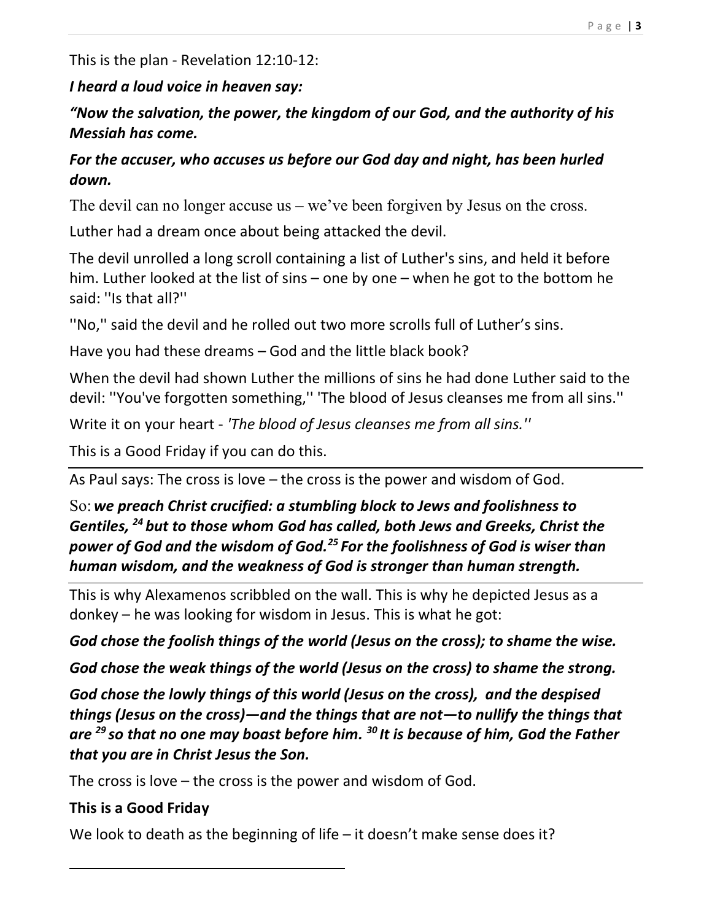This is the plan - Revelation 12:10-12:

***I heard a loud voice in heaven say:***

***"Now the salvation, the power, the kingdom of our God, and the authority of his Messiah has come.***

***For the accuser, who accuses us before our God day and night, has been hurled down.***

The devil can no longer accuse us – we've been forgiven by Jesus on the cross.

Luther had a dream once about being attacked the devil.

The devil unrolled a long scroll containing a list of Luther's sins, and held it before him. Luther looked at the list of sins – one by one – when he got to the bottom he said: ''Is that all?''

''No,'' said the devil and he rolled out two more scrolls full of Luther's sins.

Have you had these dreams – God and the little black book?

When the devil had shown Luther the millions of sins he had done Luther said to the devil: ''You've forgotten something,'' 'The blood of Jesus cleanses me from all sins.''

Write it on your heart - *'The blood of Jesus cleanses me from all sins.''*

This is a Good Friday if you can do this.

---

As Paul says: The cross is love – the cross is the power and wisdom of God.

So: ***we preach Christ crucified: a stumbling block to Jews and foolishness to Gentiles, [24] but to those whom God has called, both Jews and Greeks, Christ the power of God and the wisdom of God.[25] For the foolishness of God is wiser than human wisdom, and the weakness of God is stronger than human strength.***

---

This is why Alexamenos scribbled on the wall. This is why he depicted Jesus as a donkey – he was looking for wisdom in Jesus. This is what he got:

***God chose the foolish things of the world (Jesus on the cross); to shame the wise.***

***God chose the weak things of the world (Jesus on the cross) to shame the strong.***

***God chose the lowly things of this world (Jesus on the cross), and the despised things (Jesus on the cross)—and the things that are not—to nullify the things that are [29] so that no one may boast before him. [30] It is because of him, God the Father that you are in Christ Jesus the Son.***

The cross is love – the cross is the power and wisdom of God.

**This is a Good Friday**

We look to death as the beginning of life – it doesn't make sense does it?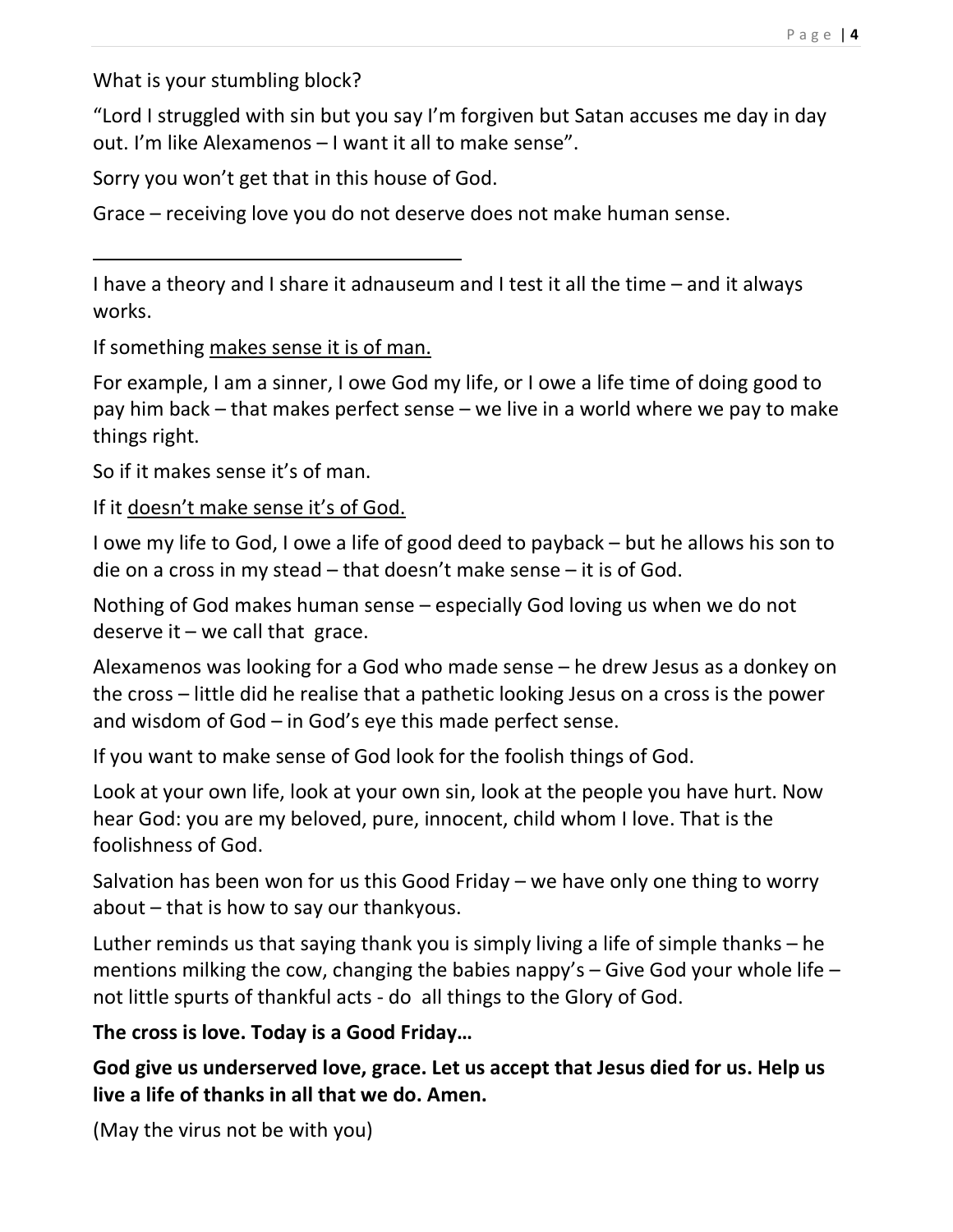What is your stumbling block?

“Lord I struggled with sin but you say I’m forgiven but Satan accuses me day in day out. I’m like Alexamenos – I want it all to make sense”.

Sorry you won’t get that in this house of God.

Grace – receiving love you do not deserve does not make human sense.

---

I have a theory and I share it adnauseum and I test it all the time – and it always works.

If something <u>makes sense it is of man.</u>

For example, I am a sinner, I owe God my life, or I owe a life time of doing good to pay him back – that makes perfect sense – we live in a world where we pay to make things right.

So if it makes sense it’s of man.

If it <u>doesn’t make sense it’s of God.</u>

I owe my life to God, I owe a life of good deed to payback – but he allows his son to die on a cross in my stead – that doesn’t make sense – it is of God.

Nothing of God makes human sense – especially God loving us when we do not deserve it – we call that grace.

Alexamenos was looking for a God who made sense – he drew Jesus as a donkey on the cross – little did he realise that a pathetic looking Jesus on a cross is the power and wisdom of God – in God’s eye this made perfect sense.

If you want to make sense of God look for the foolish things of God.

Look at your own life, look at your own sin, look at the people you have hurt. Now hear God: you are my beloved, pure, innocent, child whom I love. That is the foolishness of God.

Salvation has been won for us this Good Friday – we have only one thing to worry about – that is how to say our thankyous.

Luther reminds us that saying thank you is simply living a life of simple thanks – he mentions milking the cow, changing the babies nappy’s – Give God your whole life – not little spurts of thankful acts - do all things to the Glory of God.

**The cross is love. Today is a Good Friday…**

**God give us underserved love, grace. Let us accept that Jesus died for us. Help us live a life of thanks in all that we do. Amen.**

(May the virus not be with you)